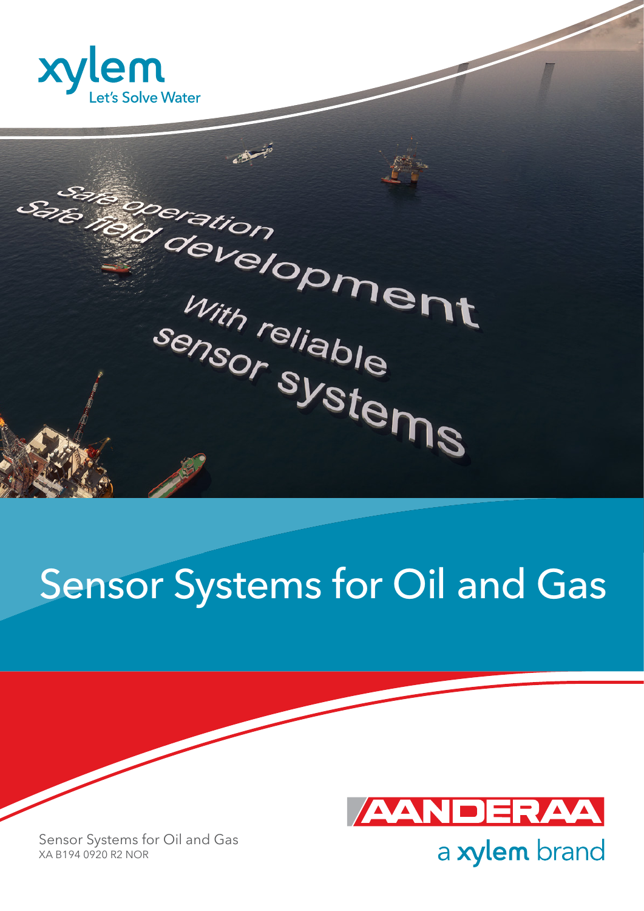xylem

Let's Solve Water

Safe operation

Safe field development

With reliable sensor systems

# Sensor Systems for Oil and Gas

AANDERAA

a xylem brand

Sensor Systems for Oil and Gas

XA B194 0920 R2 NOR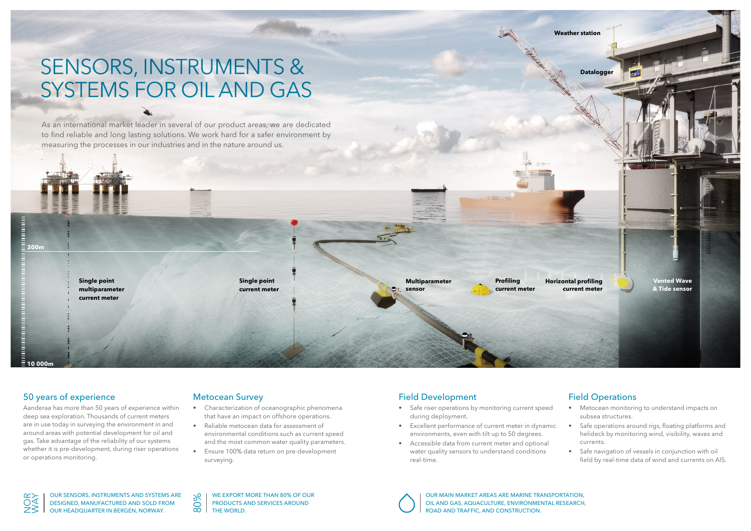# SENSORS, INSTRUMENTS & SYSTEMS FOR OIL AND GAS

As an international market leader in several of our product areas, we are dedicated to find reliable and long lasting solutions. We work hard for a safer environment by measuring the processes in our industries and in the nature around us.

Weather station

Datalogger

300m

10 000m

Single point multiparameter current meter

Single point current meter

Multiparameter sensor

Profiling current meter

Horizontal profiling current meter

Vented Wave & Tide sensor

## 50 years of experience

Aanderaa has more than 50 years of experience within deep sea exploration. Thousands of current meters are in use today in surveying the environment in and around areas with potential development for oil and gas. Take advantage of the reliability of our systems whether it is pre-development, during riser operations or operations monitoring.

## Metocean Survey

- Characterization of oceanographic phenomena that have an impact on offshore operations.
- Reliable metocean data for assessment of environmental conditions such as current speed and the most common water quality parameters.
- Ensure 100% data return on pre-development surveying.

## Field Development

- Safe riser operations by monitoring current speed during deployment.
- Excellent performance of current meter in dynamic environments, even with tilt up to 50 degrees.
- Accessible data from current meter and optional water quality sensors to understand conditions real-time.

## Field Operations

- Metocean monitoring to understand impacts on subsea structures.
- Safe operations around rigs, floating platforms and helideck by monitoring wind, visibility, waves and currents.
- Safe navigation of vessels in conjunction with oil field by real-time data of wind and currents on AIS.

NORWAY | OUR SENSORS, INSTRUMENTS AND SYSTEMS ARE DESIGNED, MANUFACTURED AND SOLD FROM OUR HEADQUARTER IN BERGEN, NORWAY.

80% | WE EXPORT MORE THAN 80% OF OUR PRODUCTS AND SERVICES AROUND THE WORLD.

OUR MAIN MARKET AREAS ARE MARINE TRANSPORTATION, OIL AND GAS, AQUACULTURE, ENVIRONMENTAL RESEARCH, ROAD AND TRAFFIC, AND CONSTRUCTION.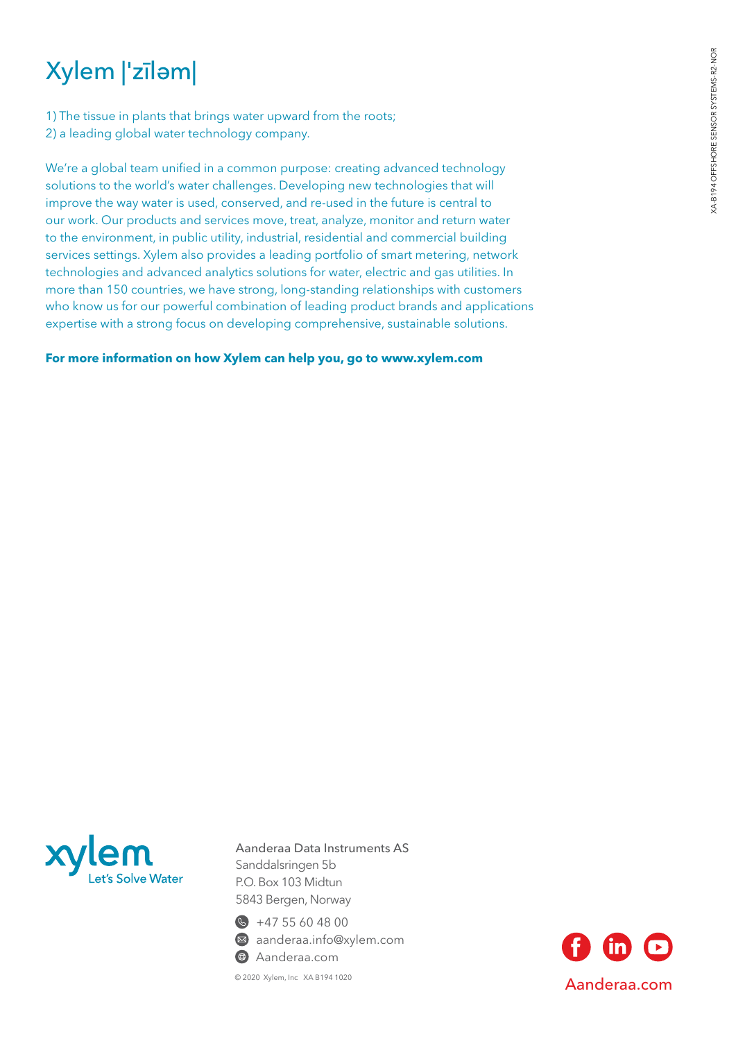# Xylem |'zīləm|

1) The tissue in plants that brings water upward from the roots;
2) a leading global water technology company.

We're a global team unified in a common purpose: creating advanced technology solutions to the world's water challenges. Developing new technologies that will improve the way water is used, conserved, and re-used in the future is central to our work. Our products and services move, treat, analyze, monitor and return water to the environment, in public utility, industrial, residential and commercial building services settings. Xylem also provides a leading portfolio of smart metering, network technologies and advanced analytics solutions for water, electric and gas utilities. In more than 150 countries, we have strong, long-standing relationships with customers who know us for our powerful combination of leading product brands and applications expertise with a strong focus on developing comprehensive, sustainable solutions.

**For more information on how Xylem can help you, go to www.xylem.com**

xylem
Let's Solve Water

Aanderaa Data Instruments AS
Sanddalsringen 5b
P.O. Box 103 Midtun
5843 Bergen, Norway

+47 55 60 48 00
aanderaa.info@xylem.com
Aanderaa.com

© 2020 Xylem, Inc XA B194 1020

Aanderaa.com

XA-B194 OFFSHORE SENSOR SYSTEMS-R2-NOR